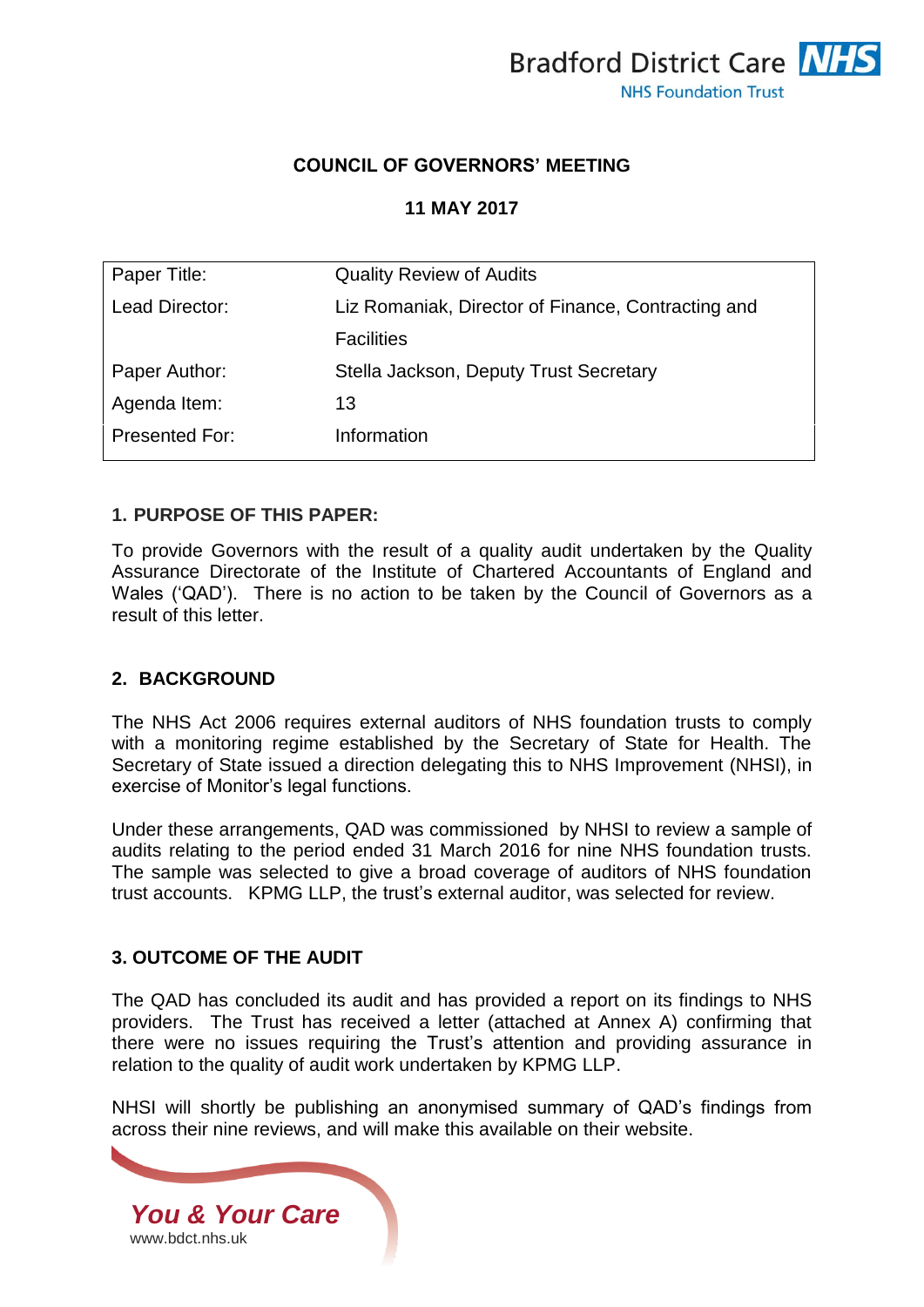Bradford District Care NHS Foundation Trust

**COUNCIL OF GOVERNORS' MEETING**

**11 MAY 2017**

| | |
|---|---|
| Paper Title: | Quality Review of Audits |
| Lead Director: | Liz Romaniak, Director of Finance, Contracting and Facilities |
| Paper Author: | Stella Jackson, Deputy Trust Secretary |
| Agenda Item: | 13 |
| Presented For: | Information |

## 1. PURPOSE OF THIS PAPER:

To provide Governors with the result of a quality audit undertaken by the Quality Assurance Directorate of the Institute of Chartered Accountants of England and Wales ('QAD'). There is no action to be taken by the Council of Governors as a result of this letter.

## 2. BACKGROUND

The NHS Act 2006 requires external auditors of NHS foundation trusts to comply with a monitoring regime established by the Secretary of State for Health. The Secretary of State issued a direction delegating this to NHS Improvement (NHSI), in exercise of Monitor's legal functions.

Under these arrangements, QAD was commissioned by NHSI to review a sample of audits relating to the period ended 31 March 2016 for nine NHS foundation trusts. The sample was selected to give a broad coverage of auditors of NHS foundation trust accounts. KPMG LLP, the trust's external auditor, was selected for review.

## 3. OUTCOME OF THE AUDIT

The QAD has concluded its audit and has provided a report on its findings to NHS providers. The Trust has received a letter (attached at Annex A) confirming that there were no issues requiring the Trust's attention and providing assurance in relation to the quality of audit work undertaken by KPMG LLP.

NHSI will shortly be publishing an anonymised summary of QAD's findings from across their nine reviews, and will make this available on their website.

*You & Your Care*
www.bdct.nhs.uk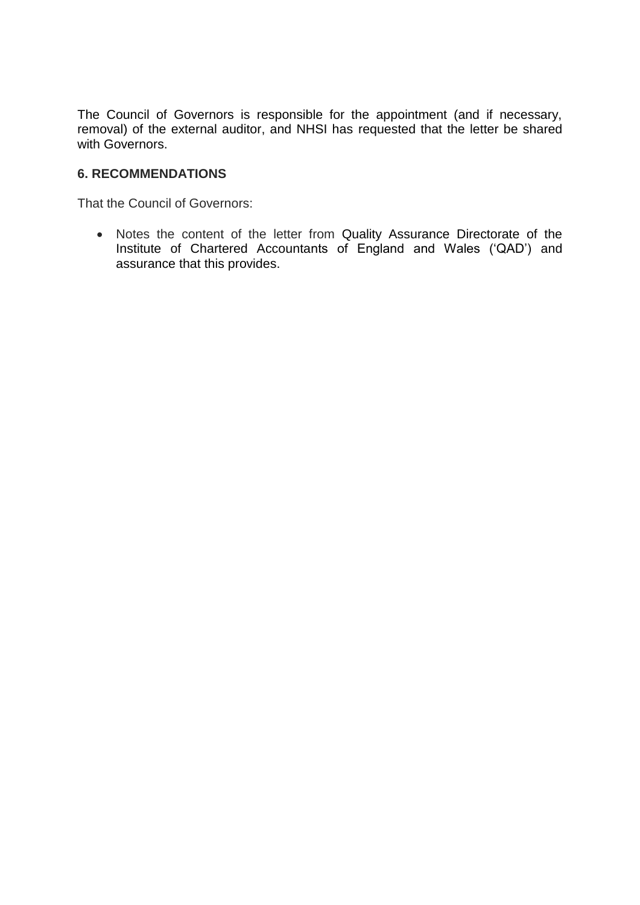The Council of Governors is responsible for the appointment (and if necessary, removal) of the external auditor, and NHSI has requested that the letter be shared with Governors.

## 6. RECOMMENDATIONS

That the Council of Governors:

- Notes the content of the letter from Quality Assurance Directorate of the Institute of Chartered Accountants of England and Wales ('QAD') and assurance that this provides.